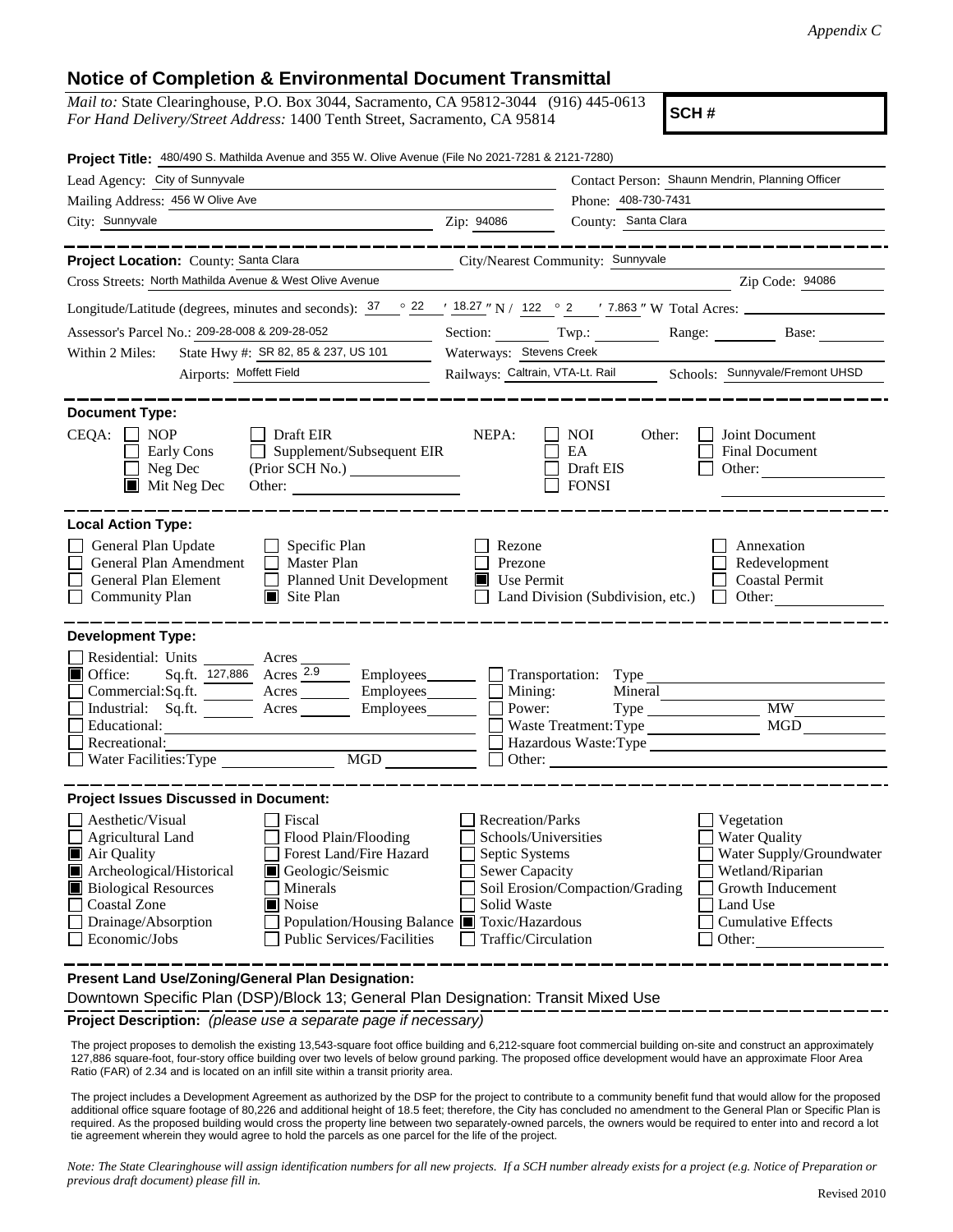*Appendix C*

# Notice of Completion & Environmental Document Transmittal

*Mail to:* State Clearinghouse, P.O. Box 3044, Sacramento, CA 95812-3044 (916) 445-0613
*For Hand Delivery/Street Address:* 1400 Tenth Street, Sacramento, CA 95814

**SCH #**

**Project Title:** 480/490 S. Mathilda Avenue and 355 W. Olive Avenue (File No 2021-7281 & 2121-7280)

Lead Agency: City of Sunnyvale
Contact Person: Shaunn Mendrin, Planning Officer
Mailing Address: 456 W Olive Ave
Phone: 408-730-7431
City: Sunnyvale
Zip: 94086
County: Santa Clara

**Project Location:** County: Santa Clara
City/Nearest Community: Sunnyvale
Cross Streets: North Mathilda Avenue & West Olive Avenue
Zip Code: 94086

Longitude/Latitude (degrees, minutes and seconds): 37 ° 22 ′ 18.27 ″ N / 122 ° 2 ′ 7.863 ″ W Total Acres:

Assessor's Parcel No.: 209-28-008 & 209-28-052
Section: Twp.: Range: Base:

Within 2 Miles:
State Hwy #: SR 82, 85 & 237, US 101
Waterways: Stevens Creek
Airports: Moffett Field
Railways: Caltrain, VTA-Lt. Rail
Schools: Sunnyvale/Fremont UHSD

**Document Type:**

CEQA:
- [ ] NOP
- [ ] Early Cons
- [ ] Neg Dec
- [x] Mit Neg Dec
- [ ] Draft EIR
- [ ] Supplement/Subsequent EIR (Prior SCH No.)
- Other:

NEPA:
- [ ] NOI
- [ ] EA
- [ ] Draft EIS
- [ ] FONSI

Other:
- [ ] Joint Document
- [ ] Final Document
- [ ] Other:

**Local Action Type:**

- [ ] General Plan Update
- [ ] General Plan Amendment
- [ ] General Plan Element
- [ ] Community Plan
- [ ] Specific Plan
- [ ] Master Plan
- [ ] Planned Unit Development
- [x] Site Plan
- [ ] Rezone
- [ ] Prezone
- [x] Use Permit
- [ ] Land Division (Subdivision, etc.)
- [ ] Annexation
- [ ] Redevelopment
- [ ] Coastal Permit
- [ ] Other:

**Development Type:**

- [ ] Residential: Units Acres
- [x] Office: Sq.ft. 127,886 Acres 2.9 Employees
- [ ] Commercial: Sq.ft. Acres Employees
- [ ] Industrial: Sq.ft. Acres Employees
- [ ] Educational:
- [ ] Recreational:
- [ ] Water Facilities: Type MGD
- [ ] Transportation: Type
- [ ] Mining: Mineral
- [ ] Power: Type MW
- [ ] Waste Treatment: Type MGD
- [ ] Hazardous Waste: Type
- [ ] Other:

**Project Issues Discussed in Document:**

- [ ] Aesthetic/Visual
- [ ] Agricultural Land
- [x] Air Quality
- [x] Archeological/Historical
- [x] Biological Resources
- [ ] Coastal Zone
- [ ] Drainage/Absorption
- [ ] Economic/Jobs
- [ ] Fiscal
- [ ] Flood Plain/Flooding
- [ ] Forest Land/Fire Hazard
- [x] Geologic/Seismic
- [ ] Minerals
- [x] Noise
- [ ] Population/Housing Balance
- [ ] Public Services/Facilities
- [ ] Recreation/Parks
- [ ] Schools/Universities
- [ ] Septic Systems
- [ ] Sewer Capacity
- [ ] Soil Erosion/Compaction/Grading
- [ ] Solid Waste
- [x] Toxic/Hazardous
- [ ] Traffic/Circulation
- [ ] Vegetation
- [ ] Water Quality
- [ ] Water Supply/Groundwater
- [ ] Wetland/Riparian
- [ ] Growth Inducement
- [ ] Land Use
- [ ] Cumulative Effects
- [ ] Other:

**Present Land Use/Zoning/General Plan Designation:**

Downtown Specific Plan (DSP)/Block 13; General Plan Designation: Transit Mixed Use

**Project Description:** *(please use a separate page if necessary)*

The project proposes to demolish the existing 13,543-square foot office building and 6,212-square foot commercial building on-site and construct an approximately 127,886 square-foot, four-story office building over two levels of below ground parking. The proposed office development would have an approximate Floor Area Ratio (FAR) of 2.34 and is located on an infill site within a transit priority area.

The project includes a Development Agreement as authorized by the DSP for the project to contribute to a community benefit fund that would allow for the proposed additional office square footage of 80,226 and additional height of 18.5 feet; therefore, the City has concluded no amendment to the General Plan or Specific Plan is required. As the proposed building would cross the property line between two separately-owned parcels, the owners would be required to enter into and record a lot tie agreement wherein they would agree to hold the parcels as one parcel for the life of the project.

*Note: The State Clearinghouse will assign identification numbers for all new projects. If a SCH number already exists for a project (e.g. Notice of Preparation or previous draft document) please fill in.*

Revised 2010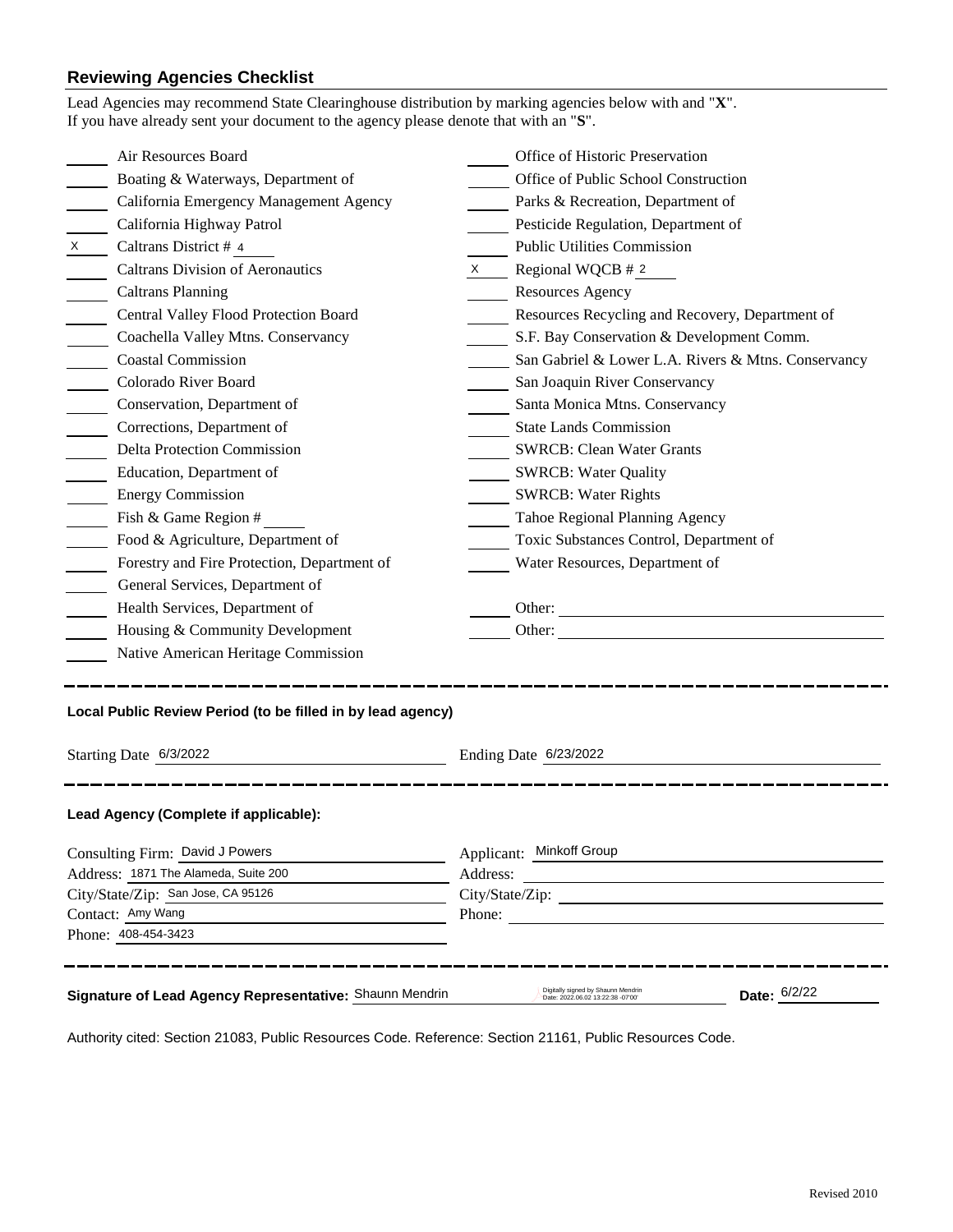## Reviewing Agencies Checklist

Lead Agencies may recommend State Clearinghouse distribution by marking agencies below with and "**X**".
If you have already sent your document to the agency please denote that with an "**S**".

| | | | |
|---|---|---|---|
| ____ | Air Resources Board | ____ | Office of Historic Preservation |
| ____ | Boating & Waterways, Department of | ____ | Office of Public School Construction |
| ____ | California Emergency Management Agency | ____ | Parks & Recreation, Department of |
| ____ | California Highway Patrol | ____ | Pesticide Regulation, Department of |
| X | Caltrans District # 4 | ____ | Public Utilities Commission |
| ____ | Caltrans Division of Aeronautics | X | Regional WQCB # 2 |
| ____ | Caltrans Planning | ____ | Resources Agency |
| ____ | Central Valley Flood Protection Board | ____ | Resources Recycling and Recovery, Department of |
| ____ | Coachella Valley Mtns. Conservancy | ____ | S.F. Bay Conservation & Development Comm. |
| ____ | Coastal Commission | ____ | San Gabriel & Lower L.A. Rivers & Mtns. Conservancy |
| ____ | Colorado River Board | ____ | San Joaquin River Conservancy |
| ____ | Conservation, Department of | ____ | Santa Monica Mtns. Conservancy |
| ____ | Corrections, Department of | ____ | State Lands Commission |
| ____ | Delta Protection Commission | ____ | SWRCB: Clean Water Grants |
| ____ | Education, Department of | ____ | SWRCB: Water Quality |
| ____ | Energy Commission | ____ | SWRCB: Water Rights |
| ____ | Fish & Game Region # ____ | ____ | Tahoe Regional Planning Agency |
| ____ | Food & Agriculture, Department of | ____ | Toxic Substances Control, Department of |
| ____ | Forestry and Fire Protection, Department of | ____ | Water Resources, Department of |
| ____ | General Services, Department of | | |
| ____ | Health Services, Department of | ____ | Other: ____ |
| ____ | Housing & Community Development | ____ | Other: ____ |
| ____ | Native American Heritage Commission | | |

---

**Local Public Review Period (to be filled in by lead agency)**

Starting Date 6/3/2022 Ending Date 6/23/2022

---

**Lead Agency (Complete if applicable):**

Consulting Firm: David J Powers
Address: 1871 The Alameda, Suite 200
City/State/Zip: San Jose, CA 95126
Contact: Amy Wang
Phone: 408-454-3423

Applicant: Minkoff Group
Address:
City/State/Zip:
Phone:

---

**Signature of Lead Agency Representative:** Shaunn Mendrin Digitally signed by Shaunn Mendrin Date: 2022.06.02 13:22:38 -07'00' **Date:** 6/2/22

Authority cited: Section 21083, Public Resources Code. Reference: Section 21161, Public Resources Code.

Revised 2010